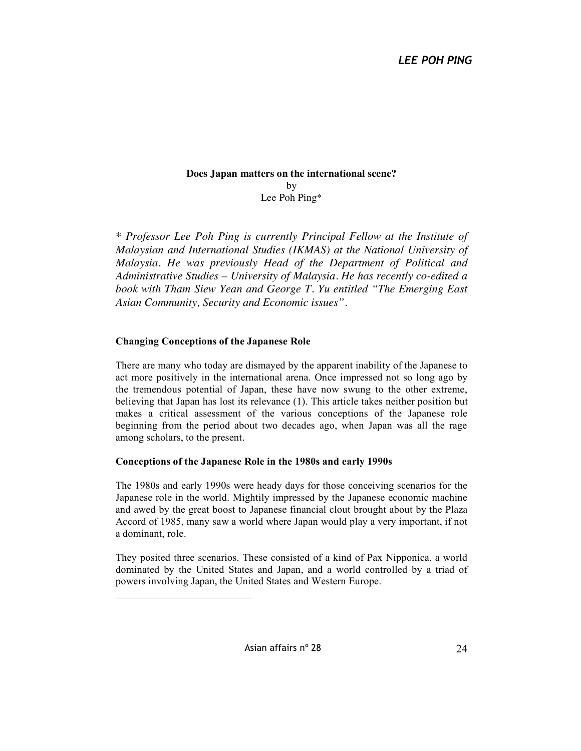# Does Japan matters on the international scene?

by

Lee Poh Ping*

*\* Professor Lee Poh Ping is currently Principal Fellow at the Institute of Malaysian and International Studies (IKMAS) at the National University of Malaysia. He was previously Head of the Department of Political and Administrative Studies – University of Malaysia. He has recently co-edited a book with Tham Siew Yean and George T. Yu entitled "The Emerging East Asian Community, Security and Economic issues".*

## Changing Conceptions of the Japanese Role

There are many who today are dismayed by the apparent inability of the Japanese to act more positively in the international arena. Once impressed not so long ago by the tremendous potential of Japan, these have now swung to the other extreme, believing that Japan has lost its relevance (1). This article takes neither position but makes a critical assessment of the various conceptions of the Japanese role beginning from the period about two decades ago, when Japan was all the rage among scholars, to the present.

## Conceptions of the Japanese Role in the 1980s and early 1990s

The 1980s and early 1990s were heady days for those conceiving scenarios for the Japanese role in the world. Mightily impressed by the Japanese economic machine and awed by the great boost to Japanese financial clout brought about by the Plaza Accord of 1985, many saw a world where Japan would play a very important, if not a dominant, role.

They posited three scenarios. These consisted of a kind of Pax Nipponica, a world dominated by the United States and Japan, and a world controlled by a triad of powers involving Japan, the United States and Western Europe.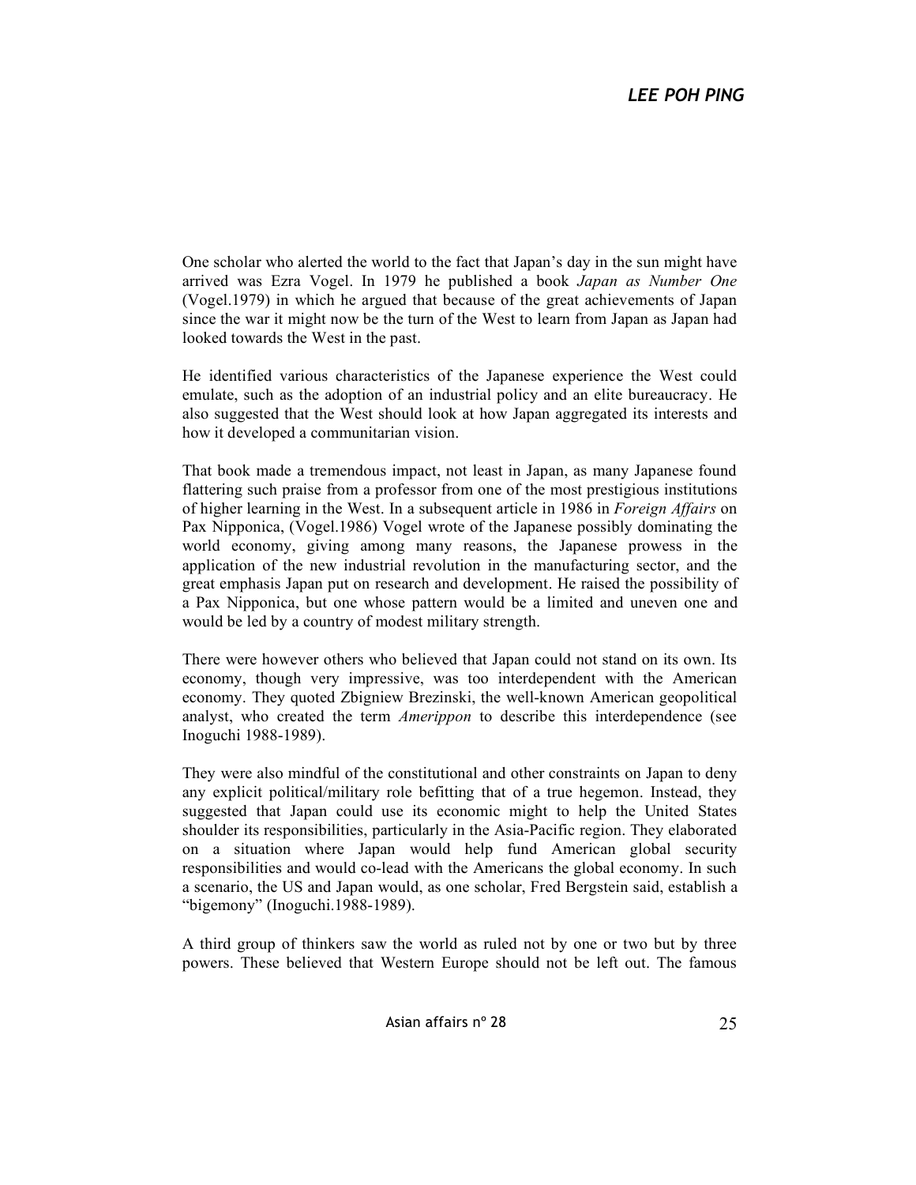One scholar who alerted the world to the fact that Japan's day in the sun might have arrived was Ezra Vogel. In 1979 he published a book *Japan as Number One* (Vogel.1979) in which he argued that because of the great achievements of Japan since the war it might now be the turn of the West to learn from Japan as Japan had looked towards the West in the past.

He identified various characteristics of the Japanese experience the West could emulate, such as the adoption of an industrial policy and an elite bureaucracy. He also suggested that the West should look at how Japan aggregated its interests and how it developed a communitarian vision.

That book made a tremendous impact, not least in Japan, as many Japanese found flattering such praise from a professor from one of the most prestigious institutions of higher learning in the West. In a subsequent article in 1986 in *Foreign Affairs* on Pax Nipponica, (Vogel.1986) Vogel wrote of the Japanese possibly dominating the world economy, giving among many reasons, the Japanese prowess in the application of the new industrial revolution in the manufacturing sector, and the great emphasis Japan put on research and development. He raised the possibility of a Pax Nipponica, but one whose pattern would be a limited and uneven one and would be led by a country of modest military strength.

There were however others who believed that Japan could not stand on its own. Its economy, though very impressive, was too interdependent with the American economy. They quoted Zbigniew Brezinski, the well-known American geopolitical analyst, who created the term *Amerippon* to describe this interdependence (see Inoguchi 1988-1989).

They were also mindful of the constitutional and other constraints on Japan to deny any explicit political/military role befitting that of a true hegemon. Instead, they suggested that Japan could use its economic might to help the United States shoulder its responsibilities, particularly in the Asia-Pacific region. They elaborated on a situation where Japan would help fund American global security responsibilities and would co-lead with the Americans the global economy. In such a scenario, the US and Japan would, as one scholar, Fred Bergstein said, establish a "bigemony" (Inoguchi.1988-1989).

A third group of thinkers saw the world as ruled not by one or two but by three powers. These believed that Western Europe should not be left out. The famous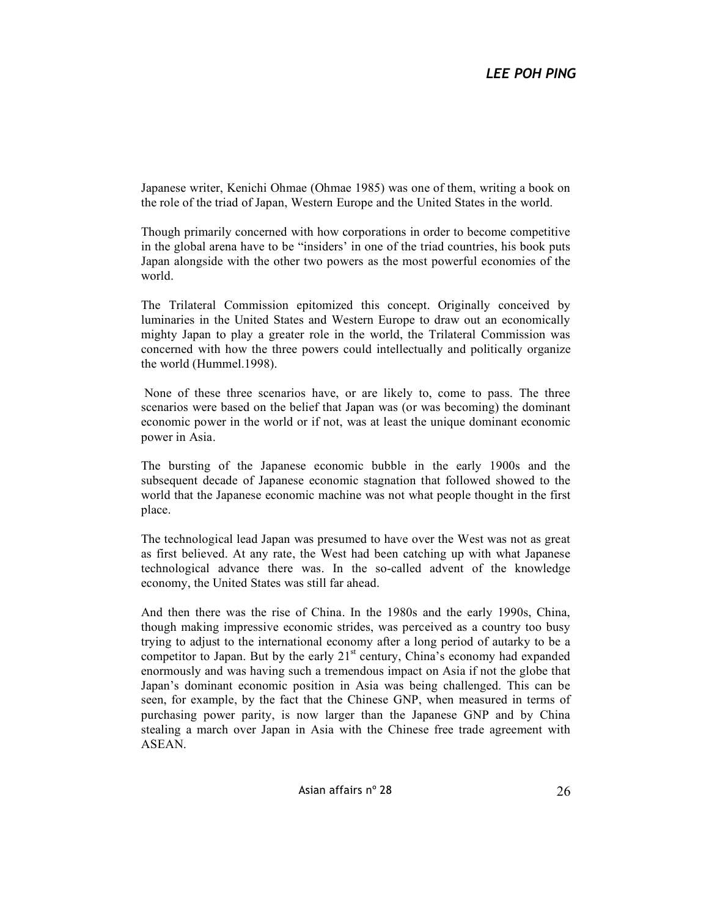Japanese writer, Kenichi Ohmae (Ohmae 1985) was one of them, writing a book on the role of the triad of Japan, Western Europe and the United States in the world.

Though primarily concerned with how corporations in order to become competitive in the global arena have to be "insiders' in one of the triad countries, his book puts Japan alongside with the other two powers as the most powerful economies of the world.

The Trilateral Commission epitomized this concept. Originally conceived by luminaries in the United States and Western Europe to draw out an economically mighty Japan to play a greater role in the world, the Trilateral Commission was concerned with how the three powers could intellectually and politically organize the world (Hummel.1998).

None of these three scenarios have, or are likely to, come to pass. The three scenarios were based on the belief that Japan was (or was becoming) the dominant economic power in the world or if not, was at least the unique dominant economic power in Asia.

The bursting of the Japanese economic bubble in the early 1900s and the subsequent decade of Japanese economic stagnation that followed showed to the world that the Japanese economic machine was not what people thought in the first place.

The technological lead Japan was presumed to have over the West was not as great as first believed. At any rate, the West had been catching up with what Japanese technological advance there was. In the so-called advent of the knowledge economy, the United States was still far ahead.

And then there was the rise of China. In the 1980s and the early 1990s, China, though making impressive economic strides, was perceived as a country too busy trying to adjust to the international economy after a long period of autarky to be a competitor to Japan. But by the early 21st century, China's economy had expanded enormously and was having such a tremendous impact on Asia if not the globe that Japan's dominant economic position in Asia was being challenged. This can be seen, for example, by the fact that the Chinese GNP, when measured in terms of purchasing power parity, is now larger than the Japanese GNP and by China stealing a march over Japan in Asia with the Chinese free trade agreement with ASEAN.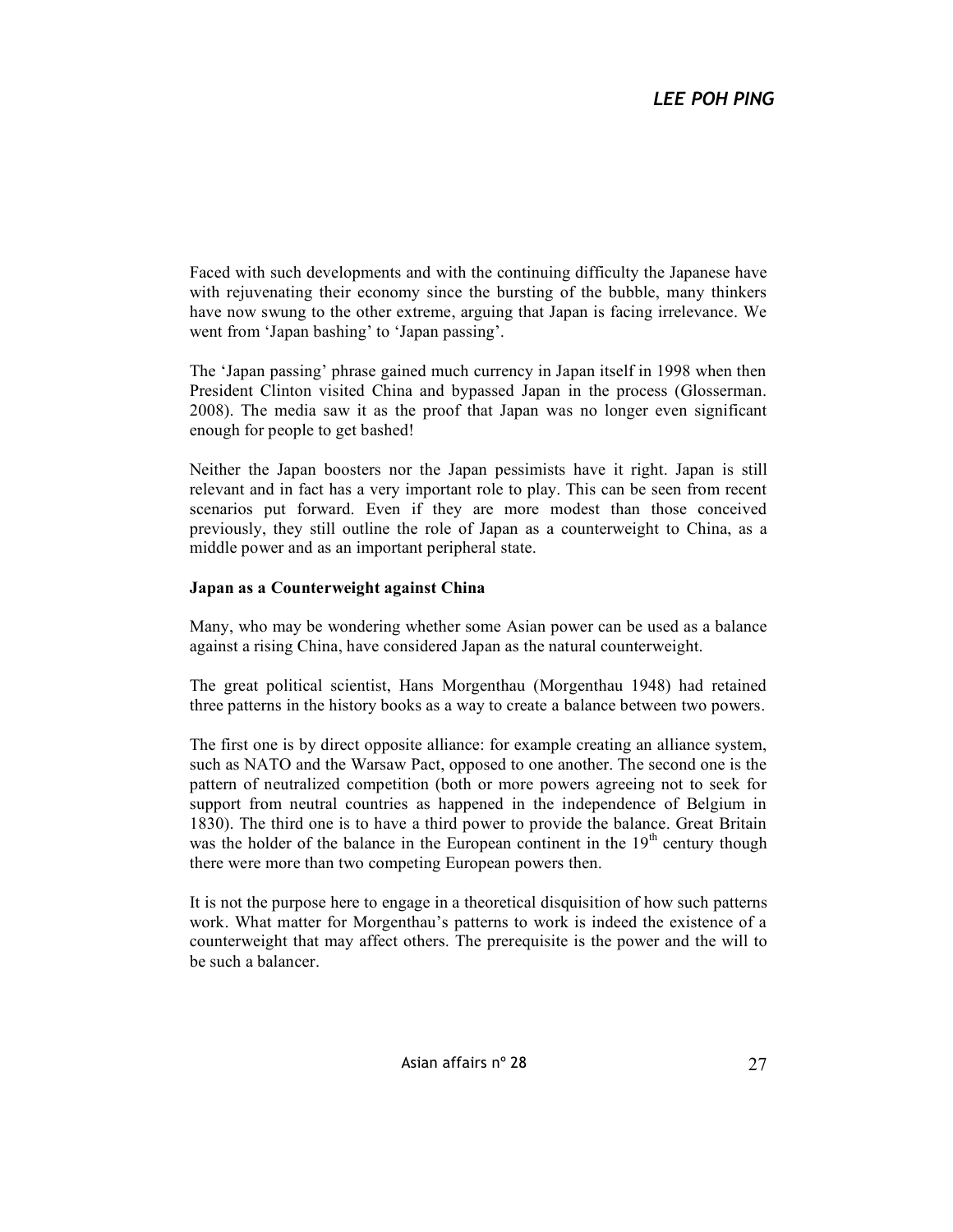Faced with such developments and with the continuing difficulty the Japanese have with rejuvenating their economy since the bursting of the bubble, many thinkers have now swung to the other extreme, arguing that Japan is facing irrelevance. We went from 'Japan bashing' to 'Japan passing'.

The 'Japan passing' phrase gained much currency in Japan itself in 1998 when then President Clinton visited China and bypassed Japan in the process (Glosserman. 2008). The media saw it as the proof that Japan was no longer even significant enough for people to get bashed!

Neither the Japan boosters nor the Japan pessimists have it right. Japan is still relevant and in fact has a very important role to play. This can be seen from recent scenarios put forward. Even if they are more modest than those conceived previously, they still outline the role of Japan as a counterweight to China, as a middle power and as an important peripheral state.

**Japan as a Counterweight against China**

Many, who may be wondering whether some Asian power can be used as a balance against a rising China, have considered Japan as the natural counterweight.

The great political scientist, Hans Morgenthau (Morgenthau 1948) had retained three patterns in the history books as a way to create a balance between two powers.

The first one is by direct opposite alliance: for example creating an alliance system, such as NATO and the Warsaw Pact, opposed to one another. The second one is the pattern of neutralized competition (both or more powers agreeing not to seek for support from neutral countries as happened in the independence of Belgium in 1830). The third one is to have a third power to provide the balance. Great Britain was the holder of the balance in the European continent in the 19th century though there were more than two competing European powers then.

It is not the purpose here to engage in a theoretical disquisition of how such patterns work. What matter for Morgenthau's patterns to work is indeed the existence of a counterweight that may affect others. The prerequisite is the power and the will to be such a balancer.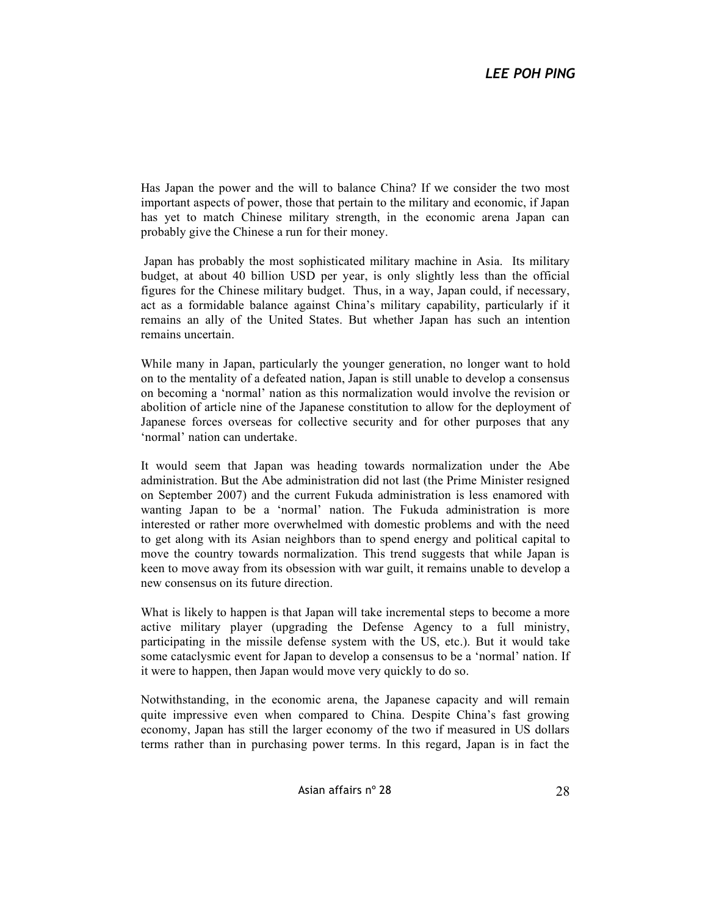Has Japan the power and the will to balance China? If we consider the two most important aspects of power, those that pertain to the military and economic, if Japan has yet to match Chinese military strength, in the economic arena Japan can probably give the Chinese a run for their money.

Japan has probably the most sophisticated military machine in Asia. Its military budget, at about 40 billion USD per year, is only slightly less than the official figures for the Chinese military budget. Thus, in a way, Japan could, if necessary, act as a formidable balance against China's military capability, particularly if it remains an ally of the United States. But whether Japan has such an intention remains uncertain.

While many in Japan, particularly the younger generation, no longer want to hold on to the mentality of a defeated nation, Japan is still unable to develop a consensus on becoming a 'normal' nation as this normalization would involve the revision or abolition of article nine of the Japanese constitution to allow for the deployment of Japanese forces overseas for collective security and for other purposes that any 'normal' nation can undertake.

It would seem that Japan was heading towards normalization under the Abe administration. But the Abe administration did not last (the Prime Minister resigned on September 2007) and the current Fukuda administration is less enamored with wanting Japan to be a 'normal' nation. The Fukuda administration is more interested or rather more overwhelmed with domestic problems and with the need to get along with its Asian neighbors than to spend energy and political capital to move the country towards normalization. This trend suggests that while Japan is keen to move away from its obsession with war guilt, it remains unable to develop a new consensus on its future direction.

What is likely to happen is that Japan will take incremental steps to become a more active military player (upgrading the Defense Agency to a full ministry, participating in the missile defense system with the US, etc.). But it would take some cataclysmic event for Japan to develop a consensus to be a 'normal' nation. If it were to happen, then Japan would move very quickly to do so.

Notwithstanding, in the economic arena, the Japanese capacity and will remain quite impressive even when compared to China. Despite China's fast growing economy, Japan has still the larger economy of the two if measured in US dollars terms rather than in purchasing power terms. In this regard, Japan is in fact the